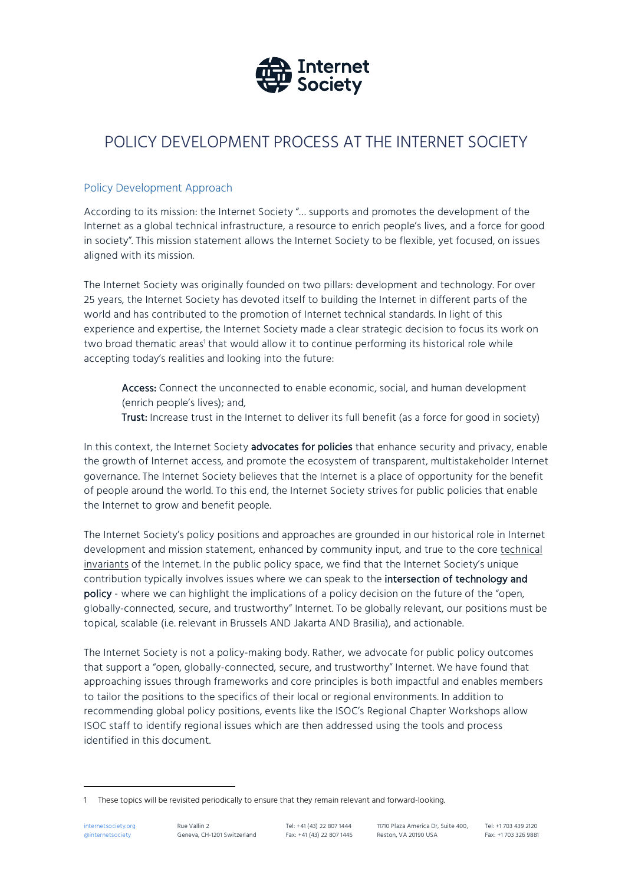# POLICY DEVELOPMENT PROCESS AT THE INTERNET SOCIETY

## Policy Development Approach

According to its mission: the Internet Society "... supports and promotes the development of the Internet as a global technical infrastructure, a resource to enrich people's lives, and a force for good in society". This mission statement allows the Internet Society to be flexible, yet focused, on issues aligned with its mission.

The Internet Society was originally founded on two pillars: development and technology. For over 25 years, the Internet Society has devoted itself to building the Internet in different parts of the world and has contributed to the promotion of Internet technical standards. In light of this experience and expertise, the Internet Society made a clear strategic decision to focus its work on two broad thematic areas[1] that would allow it to continue performing its historical role while accepting today's realities and looking into the future:

> **Access:** Connect the unconnected to enable economic, social, and human development (enrich people's lives); and,
> **Trust:** Increase trust in the Internet to deliver its full benefit (as a force for good in society)

In this context, the Internet Society **advocates for policies** that enhance security and privacy, enable the growth of Internet access, and promote the ecosystem of transparent, multistakeholder Internet governance. The Internet Society believes that the Internet is a place of opportunity for the benefit of people around the world. To this end, the Internet Society strives for public policies that enable the Internet to grow and benefit people.

The Internet Society's policy positions and approaches are grounded in our historical role in Internet development and mission statement, enhanced by community input, and true to the core technical invariants of the Internet. In the public policy space, we find that the Internet Society's unique contribution typically involves issues where we can speak to the **intersection of technology and policy** - where we can highlight the implications of a policy decision on the future of the "open, globally-connected, secure, and trustworthy" Internet. To be globally relevant, our positions must be topical, scalable (i.e. relevant in Brussels AND Jakarta AND Brasilia), and actionable.

The Internet Society is not a policy-making body. Rather, we advocate for public policy outcomes that support a "open, globally-connected, secure, and trustworthy" Internet. We have found that approaching issues through frameworks and core principles is both impactful and enables members to tailor the positions to the specifics of their local or regional environments. In addition to recommending global policy positions, events like the ISOC's Regional Chapter Workshops allow ISOC staff to identify regional issues which are then addressed using the tools and process identified in this document.

[1] These topics will be revisited periodically to ensure that they remain relevant and forward-looking.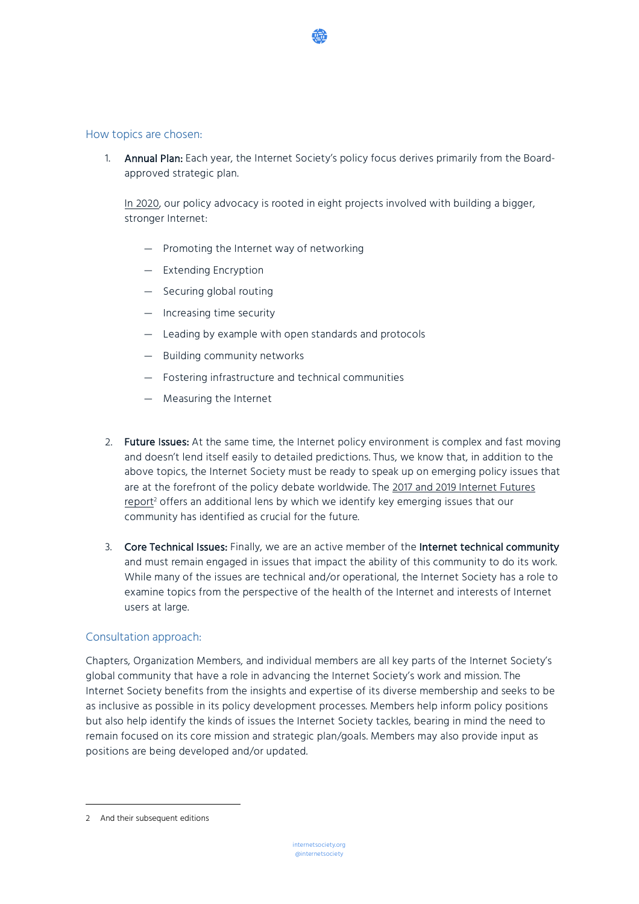## How topics are chosen:

1. **Annual Plan:** Each year, the Internet Society's policy focus derives primarily from the Board-approved strategic plan.

   In 2020, our policy advocacy is rooted in eight projects involved with building a bigger, stronger Internet:

   — Promoting the Internet way of networking

   — Extending Encryption

   — Securing global routing

   — Increasing time security

   — Leading by example with open standards and protocols

   — Building community networks

   — Fostering infrastructure and technical communities

   — Measuring the Internet

2. **Future Issues:** At the same time, the Internet policy environment is complex and fast moving and doesn't lend itself easily to detailed predictions. Thus, we know that, in addition to the above topics, the Internet Society must be ready to speak up on emerging policy issues that are at the forefront of the policy debate worldwide. The 2017 and 2019 Internet Futures report[2] offers an additional lens by which we identify key emerging issues that our community has identified as crucial for the future.

3. **Core Technical Issues:** Finally, we are an active member of the **Internet technical community** and must remain engaged in issues that impact the ability of this community to do its work. While many of the issues are technical and/or operational, the Internet Society has a role to examine topics from the perspective of the health of the Internet and interests of Internet users at large.

## Consultation approach:

Chapters, Organization Members, and individual members are all key parts of the Internet Society's global community that have a role in advancing the Internet Society's work and mission. The Internet Society benefits from the insights and expertise of its diverse membership and seeks to be as inclusive as possible in its policy development processes. Members help inform policy positions but also help identify the kinds of issues the Internet Society tackles, bearing in mind the need to remain focused on its core mission and strategic plan/goals. Members may also provide input as positions are being developed and/or updated.

---

2 And their subsequent editions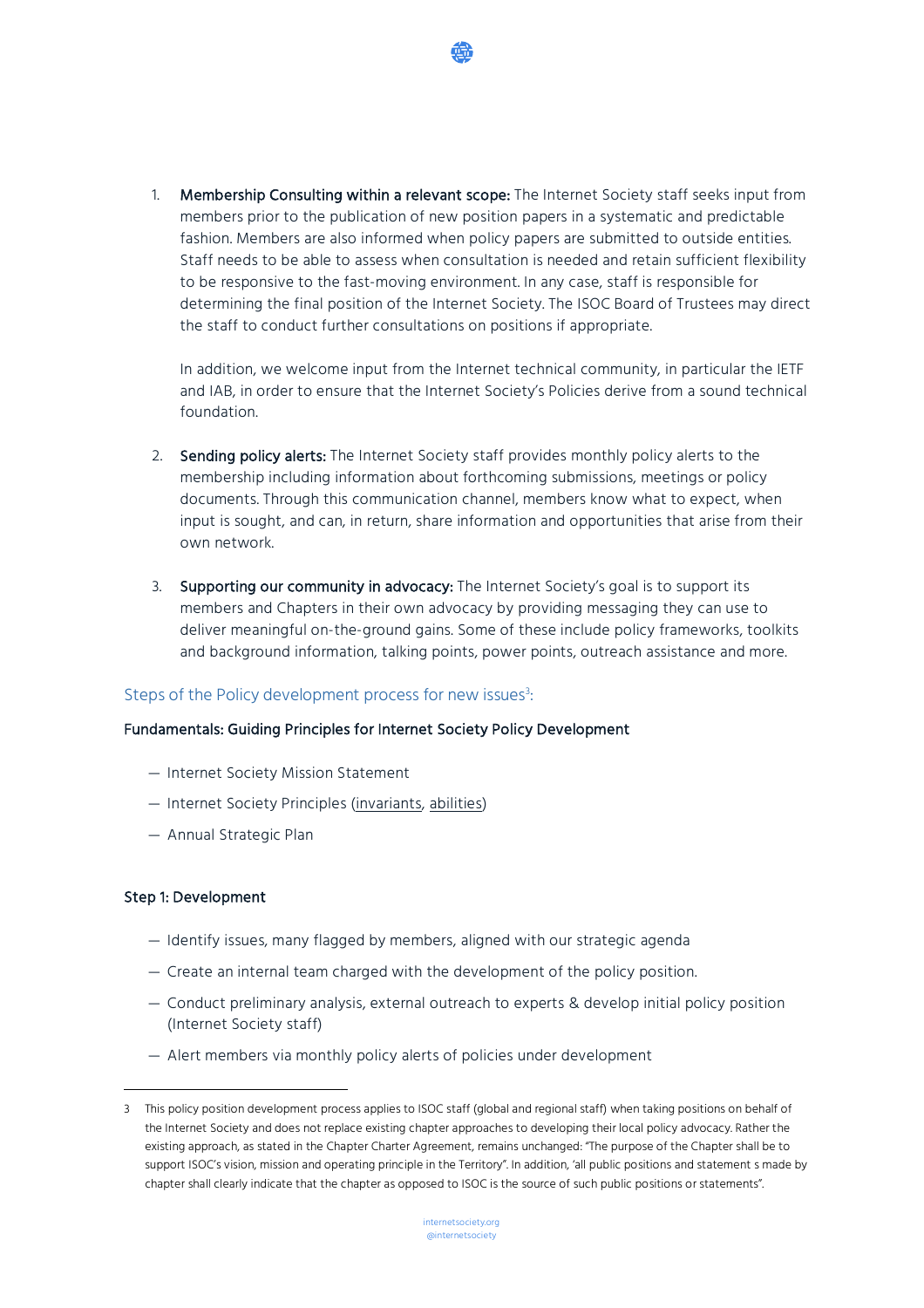1. **Membership Consulting within a relevant scope:** The Internet Society staff seeks input from members prior to the publication of new position papers in a systematic and predictable fashion. Members are also informed when policy papers are submitted to outside entities. Staff needs to be able to assess when consultation is needed and retain sufficient flexibility to be responsive to the fast-moving environment. In any case, staff is responsible for determining the final position of the Internet Society. The ISOC Board of Trustees may direct the staff to conduct further consultations on positions if appropriate.

   In addition, we welcome input from the Internet technical community, in particular the IETF and IAB, in order to ensure that the Internet Society's Policies derive from a sound technical foundation.

2. **Sending policy alerts:** The Internet Society staff provides monthly policy alerts to the membership including information about forthcoming submissions, meetings or policy documents. Through this communication channel, members know what to expect, when input is sought, and can, in return, share information and opportunities that arise from their own network.

3. **Supporting our community in advocacy:** The Internet Society's goal is to support its members and Chapters in their own advocacy by providing messaging they can use to deliver meaningful on-the-ground gains. Some of these include policy frameworks, toolkits and background information, talking points, power points, outreach assistance and more.

## Steps of the Policy development process for new issues[3]:

**Fundamentals: Guiding Principles for Internet Society Policy Development**

- Internet Society Mission Statement
- Internet Society Principles (invariants, abilities)
- Annual Strategic Plan

**Step 1: Development**

- Identify issues, many flagged by members, aligned with our strategic agenda
- Create an internal team charged with the development of the policy position.
- Conduct preliminary analysis, external outreach to experts & develop initial policy position (Internet Society staff)
- Alert members via monthly policy alerts of policies under development

---

[3] This policy position development process applies to ISOC staff (global and regional staff) when taking positions on behalf of the Internet Society and does not replace existing chapter approaches to developing their local policy advocacy. Rather the existing approach, as stated in the Chapter Charter Agreement, remains unchanged: "The purpose of the Chapter shall be to support ISOC's vision, mission and operating principle in the Territory". In addition, 'all public positions and statement s made by chapter shall clearly indicate that the chapter as opposed to ISOC is the source of such public positions or statements".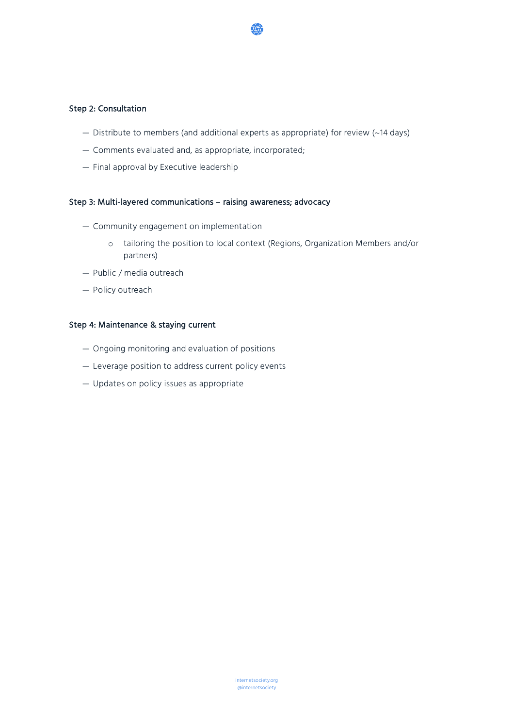**Step 2: Consultation**

- Distribute to members (and additional experts as appropriate) for review (~14 days)
- Comments evaluated and, as appropriate, incorporated;
- Final approval by Executive leadership

**Step 3: Multi-layered communications – raising awareness; advocacy**

- Community engagement on implementation
    - tailoring the position to local context (Regions, Organization Members and/or partners)
- Public / media outreach
- Policy outreach

**Step 4: Maintenance & staying current**

- Ongoing monitoring and evaluation of positions
- Leverage position to address current policy events
- Updates on policy issues as appropriate